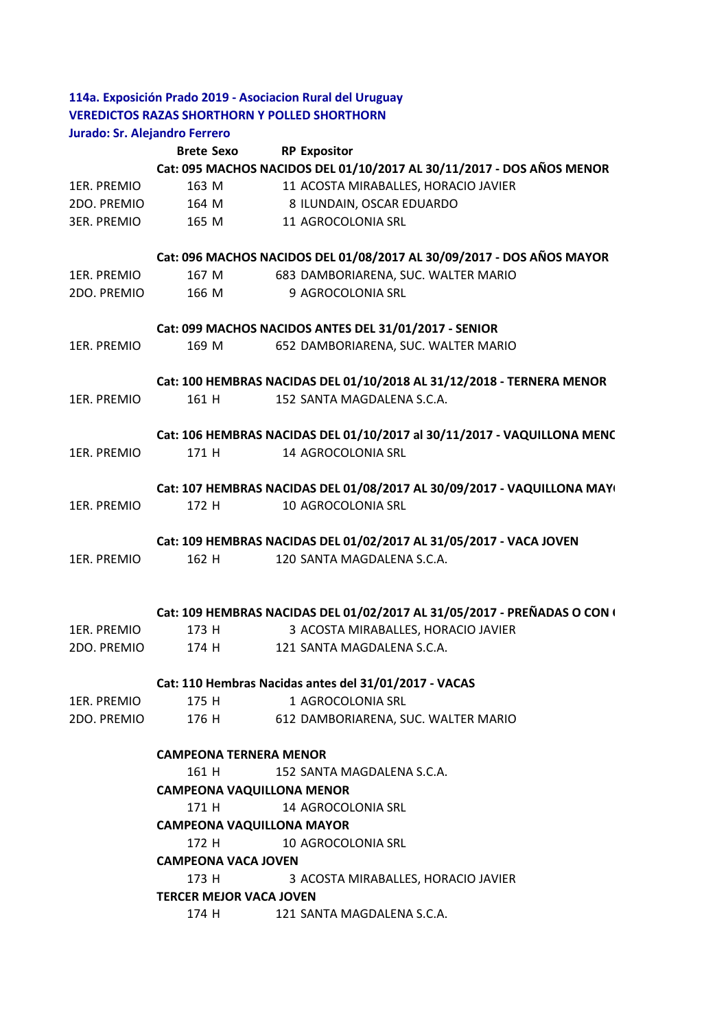**114a. Exposición Prado 2019 - Asociacion Rural del Uruguay**
**VEREDICTOS RAZAS SHORTHORN Y POLLED SHORTHORN**
**Jurado: Sr. Alejandro Ferrero**

| | Brete | Sexo | RP | Expositor |
|---|---|---|---|---|
| | **Cat: 095 MACHOS NACIDOS DEL 01/10/2017 AL 30/11/2017 - DOS AÑOS MENOR** | | | |
| 1ER. PREMIO | 163 | M | 11 | ACOSTA MIRABALLES, HORACIO JAVIER |
| 2DO. PREMIO | 164 | M | 8 | ILUNDAIN, OSCAR EDUARDO |
| 3ER. PREMIO | 165 | M | 11 | AGROCOLONIA SRL |
| | **Cat: 096 MACHOS NACIDOS DEL 01/08/2017 AL 30/09/2017 - DOS AÑOS MAYOR** | | | |
| 1ER. PREMIO | 167 | M | 683 | DAMBORIARENA, SUC. WALTER MARIO |
| 2DO. PREMIO | 166 | M | 9 | AGROCOLONIA SRL |
| | **Cat: 099 MACHOS NACIDOS ANTES DEL 31/01/2017 - SENIOR** | | | |
| 1ER. PREMIO | 169 | M | 652 | DAMBORIARENA, SUC. WALTER MARIO |
| | **Cat: 100 HEMBRAS NACIDAS DEL 01/10/2018 AL 31/12/2018 - TERNERA MENOR** | | | |
| 1ER. PREMIO | 161 | H | 152 | SANTA MAGDALENA S.C.A. |
| | **Cat: 106 HEMBRAS NACIDAS DEL 01/10/2017 al 30/11/2017 - VAQUILLONA MENC** | | | |
| 1ER. PREMIO | 171 | H | 14 | AGROCOLONIA SRL |
| | **Cat: 107 HEMBRAS NACIDAS DEL 01/08/2017 AL 30/09/2017 - VAQUILLONA MAY** | | | |
| 1ER. PREMIO | 172 | H | 10 | AGROCOLONIA SRL |
| | **Cat: 109 HEMBRAS NACIDAS DEL 01/02/2017 AL 31/05/2017 - VACA JOVEN** | | | |
| 1ER. PREMIO | 162 | H | 120 | SANTA MAGDALENA S.C.A. |
| | **Cat: 109 HEMBRAS NACIDAS DEL 01/02/2017 AL 31/05/2017 - PREÑADAS O CON** | | | |
| 1ER. PREMIO | 173 | H | 3 | ACOSTA MIRABALLES, HORACIO JAVIER |
| 2DO. PREMIO | 174 | H | 121 | SANTA MAGDALENA S.C.A. |
| | **Cat: 110 Hembras Nacidas antes del 31/01/2017 - VACAS** | | | |
| 1ER. PREMIO | 175 | H | 1 | AGROCOLONIA SRL |
| 2DO. PREMIO | 176 | H | 612 | DAMBORIARENA, SUC. WALTER MARIO |
| | **CAMPEONA TERNERA MENOR** | | | |
| | 161 | H | 152 | SANTA MAGDALENA S.C.A. |
| | **CAMPEONA VAQUILLONA MENOR** | | | |
| | 171 | H | 14 | AGROCOLONIA SRL |
| | **CAMPEONA VAQUILLONA MAYOR** | | | |
| | 172 | H | 10 | AGROCOLONIA SRL |
| | **CAMPEONA VACA JOVEN** | | | |
| | 173 | H | 3 | ACOSTA MIRABALLES, HORACIO JAVIER |
| | **TERCER MEJOR VACA JOVEN** | | | |
| | 174 | H | 121 | SANTA MAGDALENA S.C.A. |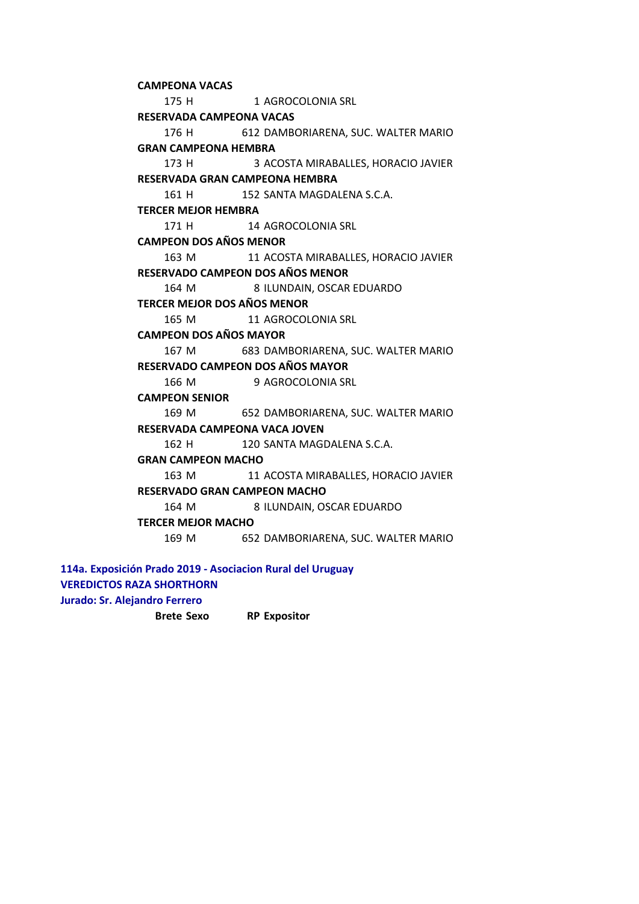**CAMPEONA VACAS**

| | | |
|---|---|---|
| 175 H | 1 | AGROCOLONIA SRL |

**RESERVADA CAMPEONA VACAS**

| | | |
|---|---|---|
| 176 H | 612 | DAMBORIARENA, SUC. WALTER MARIO |

**GRAN CAMPEONA HEMBRA**

| | | |
|---|---|---|
| 173 H | 3 | ACOSTA MIRABALLES, HORACIO JAVIER |

**RESERVADA GRAN CAMPEONA HEMBRA**

| | | |
|---|---|---|
| 161 H | 152 | SANTA MAGDALENA S.C.A. |

**TERCER MEJOR HEMBRA**

| | | |
|---|---|---|
| 171 H | 14 | AGROCOLONIA SRL |

**CAMPEON DOS AÑOS MENOR**

| | | |
|---|---|---|
| 163 M | 11 | ACOSTA MIRABALLES, HORACIO JAVIER |

**RESERVADO CAMPEON DOS AÑOS MENOR**

| | | |
|---|---|---|
| 164 M | 8 | ILUNDAIN, OSCAR EDUARDO |

**TERCER MEJOR DOS AÑOS MENOR**

| | | |
|---|---|---|
| 165 M | 11 | AGROCOLONIA SRL |

**CAMPEON DOS AÑOS MAYOR**

| | | |
|---|---|---|
| 167 M | 683 | DAMBORIARENA, SUC. WALTER MARIO |

**RESERVADO CAMPEON DOS AÑOS MAYOR**

| | | |
|---|---|---|
| 166 M | 9 | AGROCOLONIA SRL |

**CAMPEON SENIOR**

| | | |
|---|---|---|
| 169 M | 652 | DAMBORIARENA, SUC. WALTER MARIO |

**RESERVADA CAMPEONA VACA JOVEN**

| | | |
|---|---|---|
| 162 H | 120 | SANTA MAGDALENA S.C.A. |

**GRAN CAMPEON MACHO**

| | | |
|---|---|---|
| 163 M | 11 | ACOSTA MIRABALLES, HORACIO JAVIER |

**RESERVADO GRAN CAMPEON MACHO**

| | | |
|---|---|---|
| 164 M | 8 | ILUNDAIN, OSCAR EDUARDO |

**TERCER MEJOR MACHO**

| | | |
|---|---|---|
| 169 M | 652 | DAMBORIARENA, SUC. WALTER MARIO |

**114a. Exposición Prado 2019 - Asociacion Rural del Uruguay**

**VEREDICTOS RAZA SHORTHORN**

**Jurado: Sr. Alejandro Ferrero**

| Brete | Sexo | RP | Expositor |
|---|---|---|---|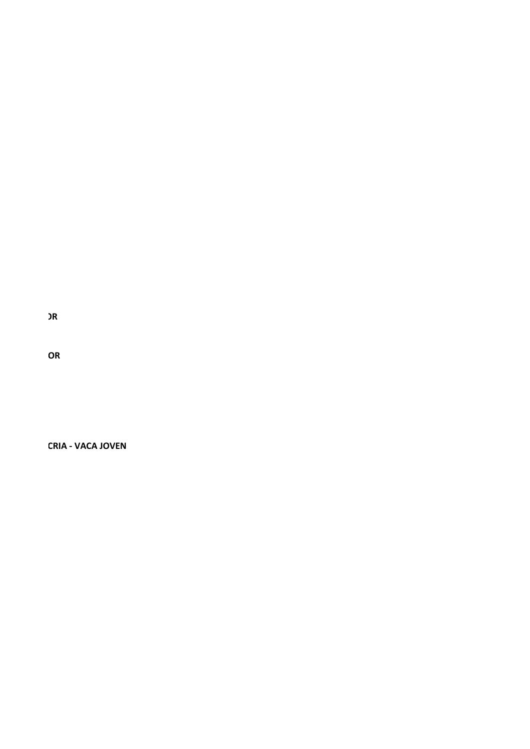**)R**

**OR**

**CRIA - VACA JOVEN**